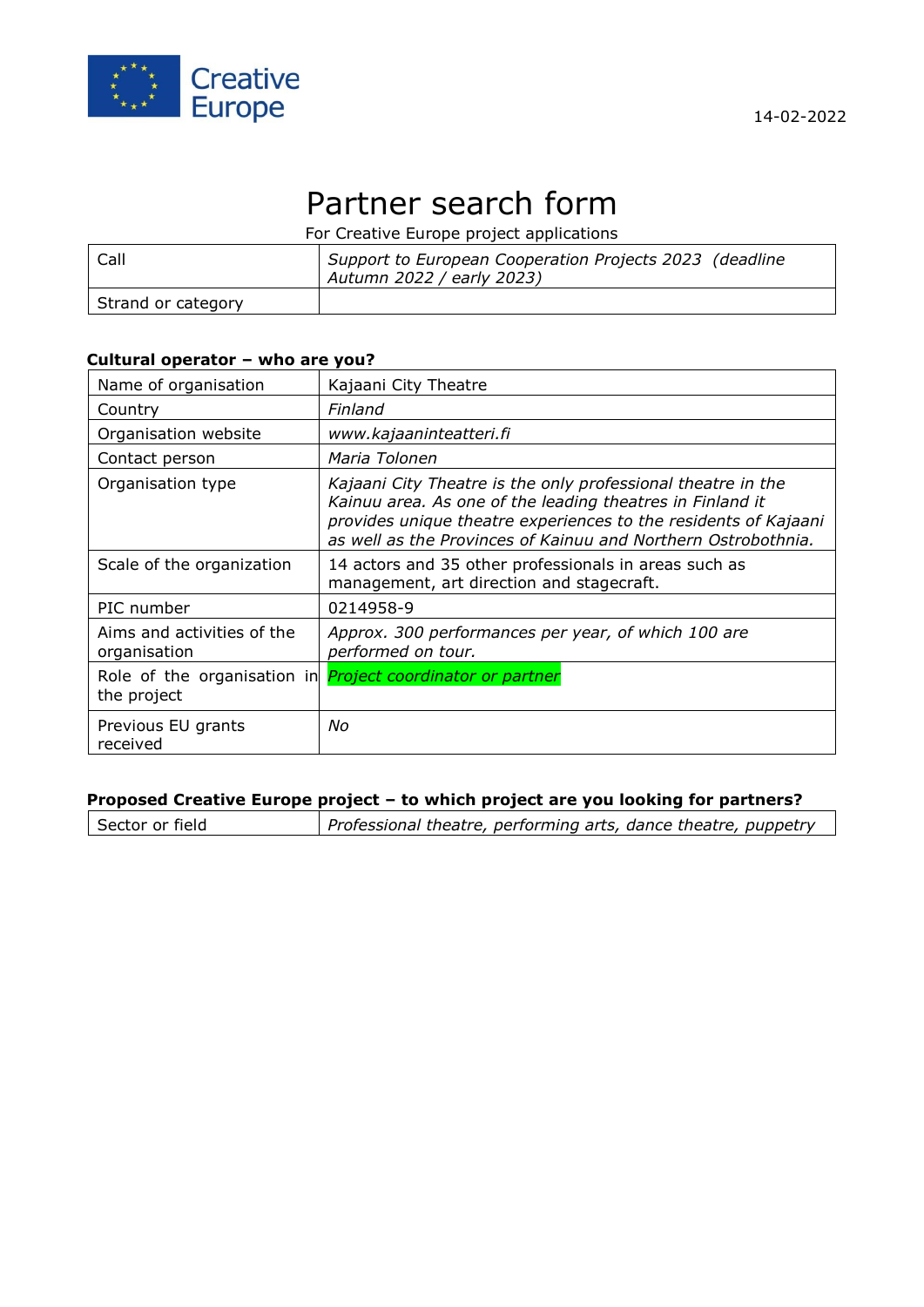Creative Europe

14-02-2022

# Partner search form

For Creative Europe project applications

| Call | *Support to European Cooperation Projects 2023 (deadline Autumn 2022 / early 2023)* |
|---|---|
| Strand or category | |

**Cultural operator – who are you?**

| Name of organisation | Kajaani City Theatre |
|---|---|
| Country | *Finland* |
| Organisation website | *www.kajaaninteatteri.fi* |
| Contact person | *Maria Tolonen* |
| Organisation type | *Kajaani City Theatre is the only professional theatre in the Kainuu area. As one of the leading theatres in Finland it provides unique theatre experiences to the residents of Kajaani as well as the Provinces of Kainuu and Northern Ostrobothnia.* |
| Scale of the organization | 14 actors and 35 other professionals in areas such as management, art direction and stagecraft. |
| PIC number | 0214958-9 |
| Aims and activities of the organisation | *Approx. 300 performances per year, of which 100 are performed on tour.* |
| Role of the organisation in the project | *Project coordinator or partner* |
| Previous EU grants received | *No* |

**Proposed Creative Europe project – to which project are you looking for partners?**

| Sector or field | *Professional theatre, performing arts, dance theatre, puppetry* |
|---|---|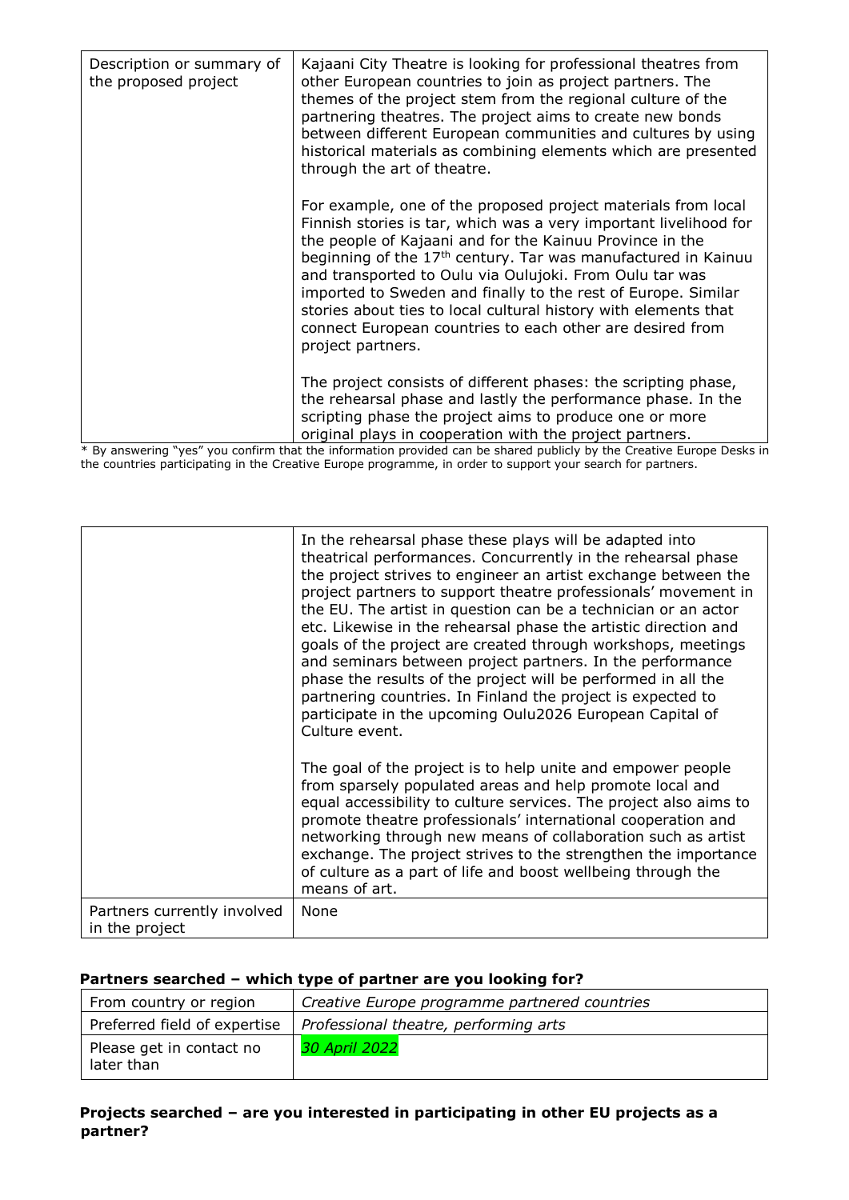| Description or summary of the proposed project | Kajaani City Theatre is looking for professional theatres from other European countries to join as project partners. The themes of the project stem from the regional culture of the partnering theatres. The project aims to create new bonds between different European communities and cultures by using historical materials as combining elements which are presented through the art of theatre.<br><br>For example, one of the proposed project materials from local Finnish stories is tar, which was a very important livelihood for the people of Kajaani and for the Kainuu Province in the beginning of the 17th century. Tar was manufactured in Kainuu and transported to Oulu via Oulujoki. From Oulu tar was imported to Sweden and finally to the rest of Europe. Similar stories about ties to local cultural history with elements that connect European countries to each other are desired from project partners.<br><br>The project consists of different phases: the scripting phase, the rehearsal phase and lastly the performance phase. In the scripting phase the project aims to produce one or more original plays in cooperation with the project partners. In the rehearsal phase these plays will be adapted into theatrical performances. Concurrently in the rehearsal phase the project strives to engineer an artist exchange between the project partners to support theatre professionals' movement in the EU. The artist in question can be a technician or an actor etc. Likewise in the rehearsal phase the artistic direction and goals of the project are created through workshops, meetings and seminars between project partners. In the performance phase the results of the project will be performed in all the partnering countries. In Finland the project is expected to participate in the upcoming Oulu2026 European Capital of Culture event.<br><br>The goal of the project is to help unite and empower people from sparsely populated areas and help promote local and equal accessibility to culture services. The project also aims to promote theatre professionals' international cooperation and networking through new means of collaboration such as artist exchange. The project strives to the strengthen the importance of culture as a part of life and boost wellbeing through the means of art. |
|---|---|
| Partners currently involved in the project | None |

* By answering "yes" you confirm that the information provided can be shared publicly by the Creative Europe Desks in the countries participating in the Creative Europe programme, in order to support your search for partners.

### Partners searched – which type of partner are you looking for?

| From country or region | *Creative Europe programme partnered countries* |
|---|---|
| Preferred field of expertise | *Professional theatre, performing arts* |
| Please get in contact no later than | *30 April 2022* |

### Projects searched – are you interested in participating in other EU projects as a partner?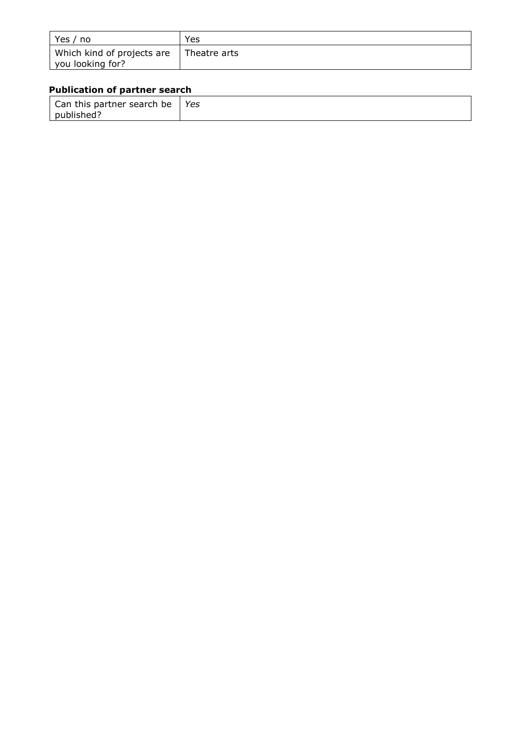| | |
|---|---|
| Yes / no | Yes |
| Which kind of projects are you looking for? | Theatre arts |

**Publication of partner search**

| | |
|---|---|
| Can this partner search be published? | *Yes* |